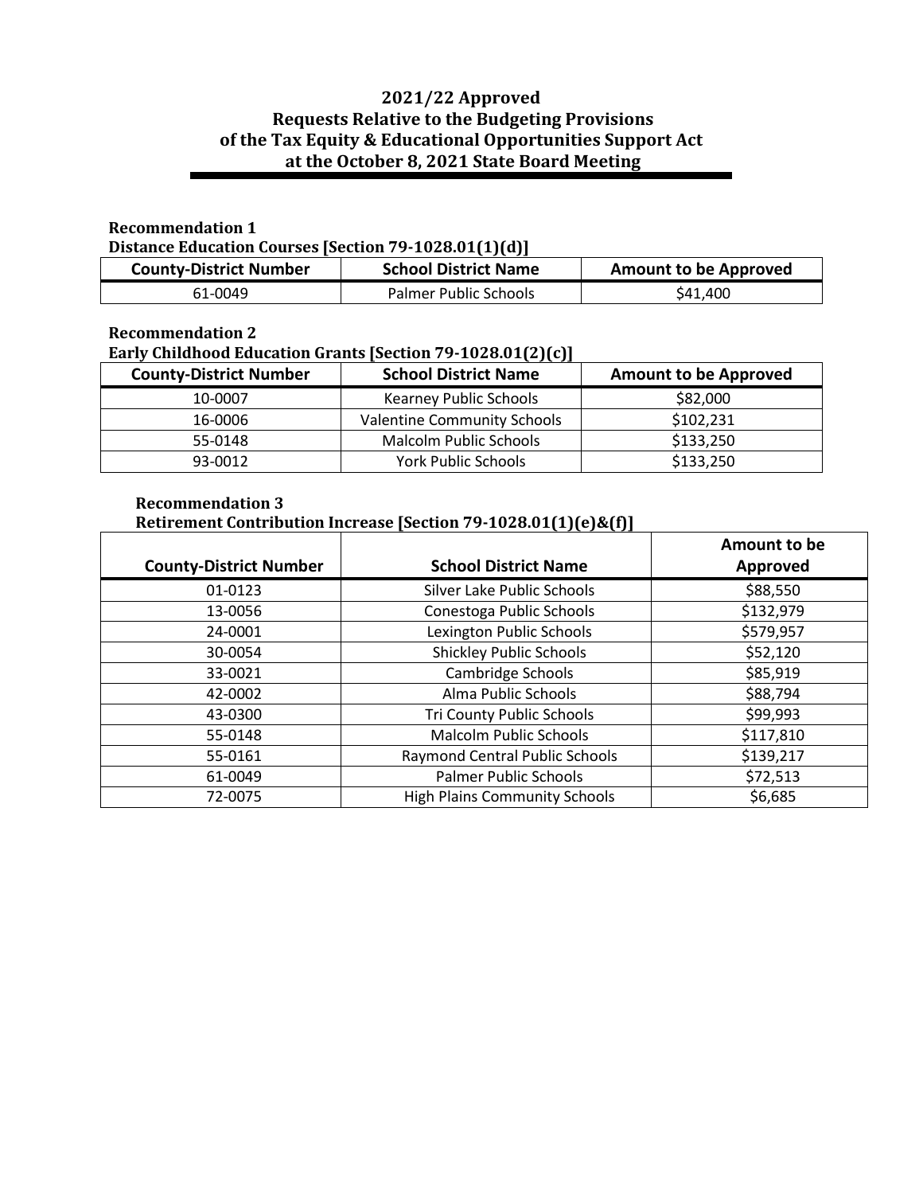# 2021/22 Approved
# Requests Relative to the Budgeting Provisions of the Tax Equity & Educational Opportunities Support Act at the October 8, 2021 State Board Meeting

**Recommendation 1**
**Distance Education Courses [Section 79-1028.01(1)(d)]**

| County-District Number | School District Name | Amount to be Approved |
|---|---|---|
| 61-0049 | Palmer Public Schools | $41,400 |

**Recommendation 2**
**Early Childhood Education Grants [Section 79-1028.01(2)(c)]**

| County-District Number | School District Name | Amount to be Approved |
|---|---|---|
| 10-0007 | Kearney Public Schools | $82,000 |
| 16-0006 | Valentine Community Schools | $102,231 |
| 55-0148 | Malcolm Public Schools | $133,250 |
| 93-0012 | York Public Schools | $133,250 |

**Recommendation 3**
**Retirement Contribution Increase [Section 79-1028.01(1)(e)&(f)]**

| County-District Number | School District Name | Amount to be Approved |
|---|---|---|
| 01-0123 | Silver Lake Public Schools | $88,550 |
| 13-0056 | Conestoga Public Schools | $132,979 |
| 24-0001 | Lexington Public Schools | $579,957 |
| 30-0054 | Shickley Public Schools | $52,120 |
| 33-0021 | Cambridge Schools | $85,919 |
| 42-0002 | Alma Public Schools | $88,794 |
| 43-0300 | Tri County Public Schools | $99,993 |
| 55-0148 | Malcolm Public Schools | $117,810 |
| 55-0161 | Raymond Central Public Schools | $139,217 |
| 61-0049 | Palmer Public Schools | $72,513 |
| 72-0075 | High Plains Community Schools | $6,685 |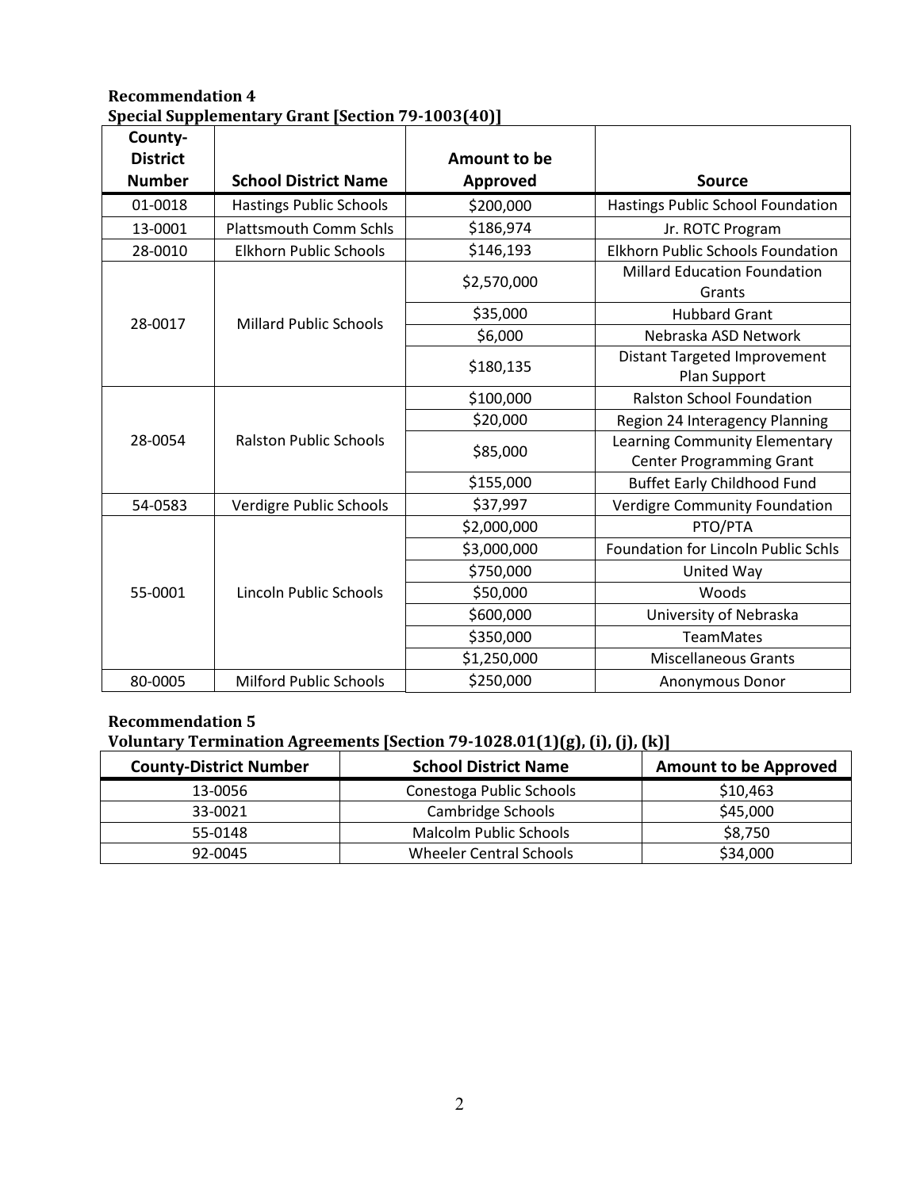**Recommendation 4**
**Special Supplementary Grant [Section 79-1003(40)]**

| County-District Number | School District Name | Amount to be Approved | Source |
|---|---|---|---|
| 01-0018 | Hastings Public Schools | $200,000 | Hastings Public School Foundation |
| 13-0001 | Plattsmouth Comm Schls | $186,974 | Jr. ROTC Program |
| 28-0010 | Elkhorn Public Schools | $146,193 | Elkhorn Public Schools Foundation |
| 28-0017 | Millard Public Schools | $2,570,000 | Millard Education Foundation Grants |
| | | $35,000 | Hubbard Grant |
| | | $6,000 | Nebraska ASD Network |
| | | $180,135 | Distant Targeted Improvement Plan Support |
| 28-0054 | Ralston Public Schools | $100,000 | Ralston School Foundation |
| | | $20,000 | Region 24 Interagency Planning |
| | | $85,000 | Learning Community Elementary Center Programming Grant |
| | | $155,000 | Buffet Early Childhood Fund |
| 54-0583 | Verdigre Public Schools | $37,997 | Verdigre Community Foundation |
| 55-0001 | Lincoln Public Schools | $2,000,000 | PTO/PTA |
| | | $3,000,000 | Foundation for Lincoln Public Schls |
| | | $750,000 | United Way |
| | | $50,000 | Woods |
| | | $600,000 | University of Nebraska |
| | | $350,000 | TeamMates |
| | | $1,250,000 | Miscellaneous Grants |
| 80-0005 | Milford Public Schools | $250,000 | Anonymous Donor |

**Recommendation 5**
**Voluntary Termination Agreements [Section 79-1028.01(1)(g), (i), (j), (k)]**

| County-District Number | School District Name | Amount to be Approved |
|---|---|---|
| 13-0056 | Conestoga Public Schools | $10,463 |
| 33-0021 | Cambridge Schools | $45,000 |
| 55-0148 | Malcolm Public Schools | $8,750 |
| 92-0045 | Wheeler Central Schools | $34,000 |